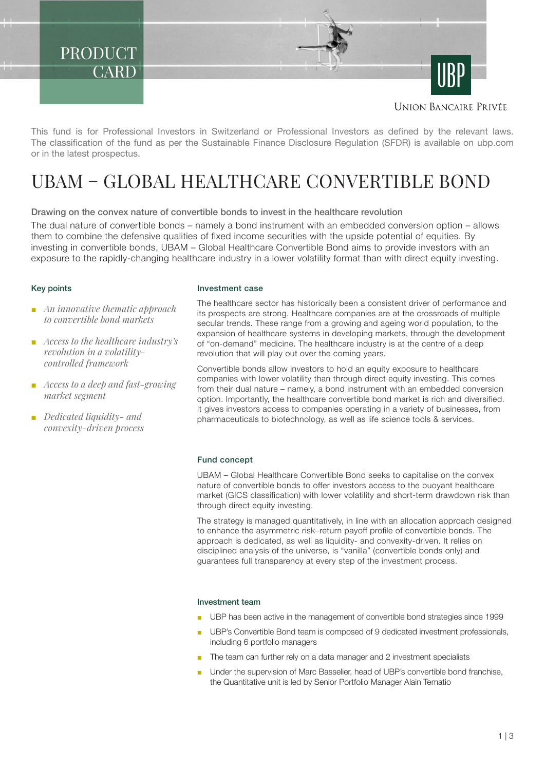PRODUCT CARD

UNION BANCAIRE PRIVÉE

This fund is for Professional Investors in Switzerland or Professional Investors as defined by the relevant laws. The classification of the fund as per the Sustainable Finance Disclosure Regulation (SFDR) is available on ubp.com or in the latest prospectus.

# UBAM – GLOBAL HEALTHCARE CONVERTIBLE BOND

### Drawing on the convex nature of convertible bonds to invest in the healthcare revolution

The dual nature of convertible bonds – namely a bond instrument with an embedded conversion option – allows them to combine the defensive qualities of fixed income securities with the upside potential of equities. By investing in convertible bonds, UBAM – Global Healthcare Convertible Bond aims to provide investors with an exposure to the rapidly-changing healthcare industry in a lower volatility format than with direct equity investing.

### Key points

- *An innovative thematic approach to convertible bond markets*
- *Access to the healthcare industry's revolution in a volatility-controlled framework*
- *Access to a deep and fast-growing market segment*
- *Dedicated liquidity- and convexity-driven process*

### Investment case

The healthcare sector has historically been a consistent driver of performance and its prospects are strong. Healthcare companies are at the crossroads of multiple secular trends. These range from a growing and ageing world population, to the expansion of healthcare systems in developing markets, through the development of "on-demand" medicine. The healthcare industry is at the centre of a deep revolution that will play out over the coming years.

Convertible bonds allow investors to hold an equity exposure to healthcare companies with lower volatility than through direct equity investing. This comes from their dual nature – namely, a bond instrument with an embedded conversion option. Importantly, the healthcare convertible bond market is rich and diversified. It gives investors access to companies operating in a variety of businesses, from pharmaceuticals to biotechnology, as well as life science tools & services.

### Fund concept

UBAM – Global Healthcare Convertible Bond seeks to capitalise on the convex nature of convertible bonds to offer investors access to the buoyant healthcare market (GICS classification) with lower volatility and short-term drawdown risk than through direct equity investing.

The strategy is managed quantitatively, in line with an allocation approach designed to enhance the asymmetric risk–return payoff profile of convertible bonds. The approach is dedicated, as well as liquidity- and convexity-driven. It relies on disciplined analysis of the universe, is "vanilla" (convertible bonds only) and guarantees full transparency at every step of the investment process.

### Investment team

- UBP has been active in the management of convertible bond strategies since 1999
- UBP's Convertible Bond team is composed of 9 dedicated investment professionals, including 6 portfolio managers
- The team can further rely on a data manager and 2 investment specialists
- Under the supervision of Marc Basselier, head of UBP's convertible bond franchise, the Quantitative unit is led by Senior Portfolio Manager Alain Tematio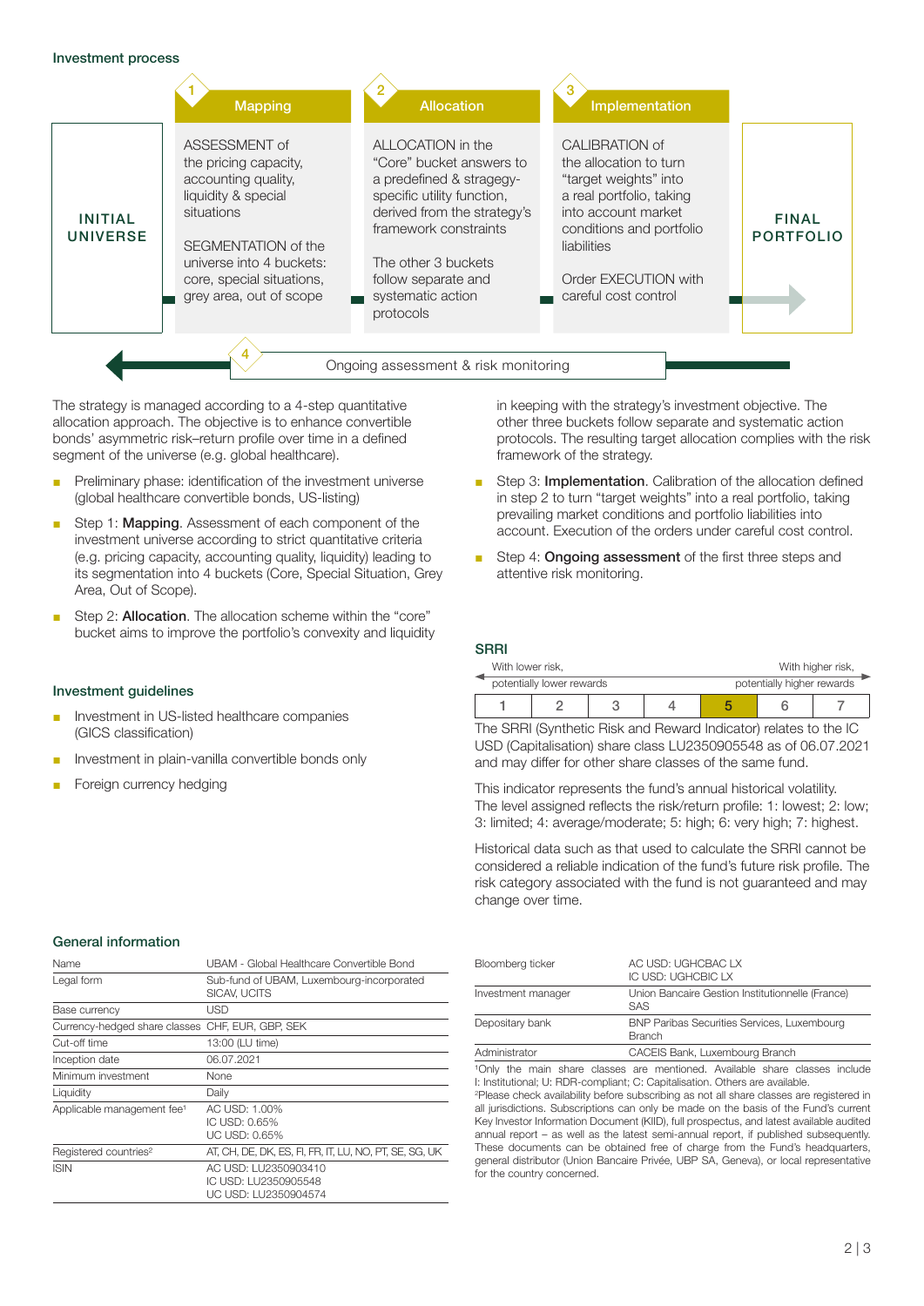## Investment process

**INITIAL UNIVERSE**

**1 Mapping**

ASSESSMENT of the pricing capacity, accounting quality, liquidity & special situations

SEGMENTATION of the universe into 4 buckets: core, special situations, grey area, out of scope

**2 Allocation**

ALLOCATION in the "Core" bucket answers to a predefined & stragegy-specific utility function, derived from the strategy's framework constraints

The other 3 buckets follow separate and systematic action protocols

**3 Implementation**

CALIBRATION of the allocation to turn "target weights" into a real portfolio, taking into account market conditions and portfolio liabilities

Order EXECUTION with careful cost control

**FINAL PORTFOLIO**

**4** Ongoing assessment & risk monitoring

The strategy is managed according to a 4-step quantitative allocation approach. The objective is to enhance convertible bonds' asymmetric risk–return profile over time in a defined segment of the universe (e.g. global healthcare).

- Preliminary phase: identification of the investment universe (global healthcare convertible bonds, US-listing)
- Step 1: **Mapping**. Assessment of each component of the investment universe according to strict quantitative criteria (e.g. pricing capacity, accounting quality, liquidity) leading to its segmentation into 4 buckets (Core, Special Situation, Grey Area, Out of Scope).
- Step 2: **Allocation**. The allocation scheme within the "core" bucket aims to improve the portfolio's convexity and liquidity in keeping with the strategy's investment objective. The other three buckets follow separate and systematic action protocols. The resulting target allocation complies with the risk framework of the strategy.
- Step 3: **Implementation**. Calibration of the allocation defined in step 2 to turn "target weights" into a real portfolio, taking prevailing market conditions and portfolio liabilities into account. Execution of the orders under careful cost control.
- Step 4: **Ongoing assessment** of the first three steps and attentive risk monitoring.

## Investment guidelines

- Investment in US-listed healthcare companies (GICS classification)
- Investment in plain-vanilla convertible bonds only
- Foreign currency hedging

## SRRI

With lower risk, potentially lower rewards — With higher risk, potentially higher rewards

| 1 | 2 | 3 | 4 | **5** | 6 | 7 |
|---|---|---|---|---|---|---|

The SRRI (Synthetic Risk and Reward Indicator) relates to the IC USD (Capitalisation) share class LU2350905548 as of 06.07.2021 and may differ for other share classes of the same fund.

This indicator represents the fund's annual historical volatility. The level assigned reflects the risk/return profile: 1: lowest; 2: low; 3: limited; 4: average/moderate; 5: high; 6: very high; 7: highest.

Historical data such as that used to calculate the SRRI cannot be considered a reliable indication of the fund's future risk profile. The risk category associated with the fund is not guaranteed and may change over time.

## General information

| | |
|---|---|
| Name | UBAM - Global Healthcare Convertible Bond |
| Legal form | Sub-fund of UBAM, Luxembourg-incorporated SICAV, UCITS |
| Base currency | USD |
| Currency-hedged share classes | CHF, EUR, GBP, SEK |
| Cut-off time | 13:00 (LU time) |
| Inception date | 06.07.2021 |
| Minimum investment | None |
| Liquidity | Daily |
| Applicable management fee[1] | AC USD: 1.00%<br>IC USD: 0.65%<br>UC USD: 0.65% |
| Registered countries[2] | AT, CH, DE, DK, ES, FI, FR, IT, LU, NO, PT, SE, SG, UK |
| ISIN | AC USD: LU2350903410<br>IC USD: LU2350905548<br>UC USD: LU2350904574 |
| Bloomberg ticker | AC USD: UGHCBAC LX<br>IC USD: UGHCBIC LX |
| Investment manager | Union Bancaire Gestion Institutionnelle (France) SAS |
| Depositary bank | BNP Paribas Securities Services, Luxembourg Branch |
| Administrator | CACEIS Bank, Luxembourg Branch |

[1]Only the main share classes are mentioned. Available share classes include I: Institutional; U: RDR-compliant; C: Capitalisation. Others are available.
[2]Please check availability before subscribing as not all share classes are registered in all jurisdictions. Subscriptions can only be made on the basis of the Fund's current Key Investor Information Document (KIID), full prospectus, and latest available audited annual report – as well as the latest semi-annual report, if published subsequently. These documents can be obtained free of charge from the Fund's headquarters, general distributor (Union Bancaire Privée, UBP SA, Geneva), or local representative for the country concerned.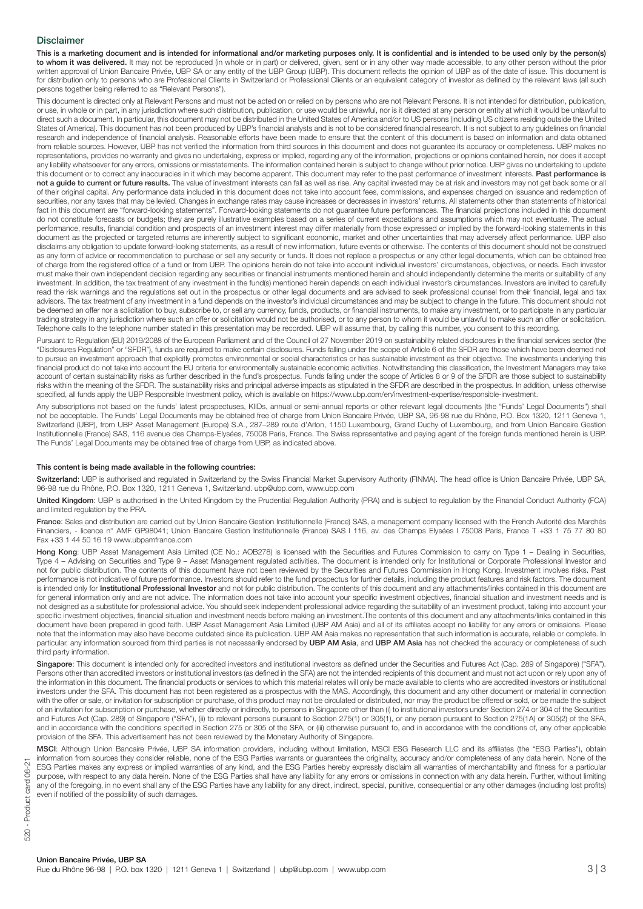## Disclaimer

**This is a marketing document and is intended for informational and/or marketing purposes only. It is confidential and is intended to be used only by the person(s) to whom it was delivered.** It may not be reproduced (in whole or in part) or delivered, given, sent or in any other way made accessible, to any other person without the prior written approval of Union Bancaire Privée, UBP SA or any entity of the UBP Group (UBP). This document reflects the opinion of UBP as of the date of issue. This document is for distribution only to persons who are Professional Clients in Switzerland or Professional Clients or an equivalent category of investor as defined by the relevant laws (all such persons together being referred to as "Relevant Persons").

This document is directed only at Relevant Persons and must not be acted on or relied on by persons who are not Relevant Persons. It is not intended for distribution, publication, or use, in whole or in part, in any jurisdiction where such distribution, publication, or use would be unlawful, nor is it directed at any person or entity at which it would be unlawful to direct such a document. In particular, this document may not be distributed in the United States of America and/or to US persons (including US citizens residing outside the United States of America). This document has not been produced by UBP's financial analysts and is not to be considered financial research. It is not subject to any guidelines on financial research and independence of financial analysis. Reasonable efforts have been made to ensure that the content of this document is based on information and data obtained from reliable sources. However, UBP has not verified the information from third sources in this document and does not guarantee its accuracy or completeness. UBP makes no representations, provides no warranty and gives no undertaking, express or implied, regarding any of the information, projections or opinions contained herein, nor does it accept any liability whatsoever for any errors, omissions or misstatements. The information contained herein is subject to change without prior notice. UBP gives no undertaking to update this document or to correct any inaccuracies in it which may become apparent. This document may refer to the past performance of investment interests. **Past performance is not a guide to current or future results.** The value of investment interests can fall as well as rise. Any capital invested may be at risk and investors may not get back some or all of their original capital. Any performance data included in this document does not take into account fees, commissions, and expenses charged on issuance and redemption of securities, nor any taxes that may be levied. Changes in exchange rates may cause increases or decreases in investors' returns. All statements other than statements of historical fact in this document are "forward-looking statements". Forward-looking statements do not guarantee future performances. The financial projections included in this document do not constitute forecasts or budgets; they are purely illustrative examples based on a series of current expectations and assumptions which may not eventuate. The actual performance, results, financial condition and prospects of an investment interest may differ materially from those expressed or implied by the forward-looking statements in this document as the projected or targeted returns are inherently subject to significant economic, market and other uncertainties that may adversely affect performance. UBP also disclaims any obligation to update forward-looking statements, as a result of new information, future events or otherwise. The contents of this document should not be construed as any form of advice or recommendation to purchase or sell any security or funds. It does not replace a prospectus or any other legal documents, which can be obtained free of charge from the registered office of a fund or from UBP. The opinions herein do not take into account individual investors' circumstances, objectives, or needs. Each investor must make their own independent decision regarding any securities or financial instruments mentioned herein and should independently determine the merits or suitability of any investment. In addition, the tax treatment of any investment in the fund(s) mentioned herein depends on each individual investor's circumstances. Investors are invited to carefully read the risk warnings and the regulations set out in the prospectus or other legal documents and are advised to seek professional counsel from their financial, legal and tax advisors. The tax treatment of any investment in a fund depends on the investor's individual circumstances and may be subject to change in the future. This document should not be deemed an offer nor a solicitation to buy, subscribe to, or sell any currency, funds, products, or financial instruments, to make any investment, or to participate in any particular trading strategy in any jurisdiction where such an offer or solicitation would not be authorised, or to any person to whom it would be unlawful to make such an offer or solicitation. Telephone calls to the telephone number stated in this presentation may be recorded. UBP will assume that, by calling this number, you consent to this recording.

Pursuant to Regulation (EU) 2019/2088 of the European Parliament and of the Council of 27 November 2019 on sustainability related disclosures in the financial services sector (the "Disclosures Regulation" or "SFDR"), funds are required to make certain disclosures. Funds falling under the scope of Article 6 of the SFDR are those which have been deemed not to pursue an investment approach that explicitly promotes environmental or social characteristics or has sustainable investment as their objective. The investments underlying this financial product do not take into account the EU criteria for environmentally sustainable economic activities. Notwithstanding this classification, the Investment Managers may take account of certain sustainability risks as further described in the fund's prospectus. Funds falling under the scope of Articles 8 or 9 of the SFDR are those subject to sustainability risks within the meaning of the SFDR. The sustainability risks and principal adverse impacts as stipulated in the SFDR are described in the prospectus. In addition, unless otherwise specified, all funds apply the UBP Responsible Investment policy, which is available on https://www.ubp.com/en/investment-expertise/responsible-investment.

Any subscriptions not based on the funds' latest prospectuses, KIIDs, annual or semi-annual reports or other relevant legal documents (the "Funds' Legal Documents") shall not be acceptable. The Funds' Legal Documents may be obtained free of charge from Union Bancaire Privée, UBP SA, 96-98 rue du Rhône, P.O. Box 1320, 1211 Geneva 1, Switzerland (UBP), from UBP Asset Management (Europe) S.A., 287–289 route d'Arlon, 1150 Luxembourg, Grand Duchy of Luxembourg, and from Union Bancaire Gestion Institutionnelle (France) SAS, 116 avenue des Champs-Elysées, 75008 Paris, France. The Swiss representative and paying agent of the foreign funds mentioned herein is UBP. The Funds' Legal Documents may be obtained free of charge from UBP, as indicated above.

**This content is being made available in the following countries:**

**Switzerland**: UBP is authorised and regulated in Switzerland by the Swiss Financial Market Supervisory Authority (FINMA). The head office is Union Bancaire Privée, UBP SA, 96-98 rue du Rhône, P.O. Box 1320, 1211 Geneva 1, Switzerland. ubp@ubp.com, www.ubp.com

**United Kingdom**: UBP is authorised in the United Kingdom by the Prudential Regulation Authority (PRA) and is subject to regulation by the Financial Conduct Authority (FCA) and limited regulation by the PRA.

**France**: Sales and distribution are carried out by Union Bancaire Gestion Institutionnelle (France) SAS, a management company licensed with the French Autorité des Marchés Financiers, - licence n° AMF GP98041; Union Bancaire Gestion Institutionnelle (France) SAS I 116, av. des Champs Elysées I 75008 Paris, France T +33 1 75 77 80 80 Fax +33 1 44 50 16 19 www.ubpamfrance.com

**Hong Kong**: UBP Asset Management Asia Limited (CE No.: AOB278) is licensed with the Securities and Futures Commission to carry on Type 1 – Dealing in Securities, Type 4 – Advising on Securities and Type 9 – Asset Management regulated activities. The document is intended only for Institutional or Corporate Professional Investor and not for public distribution. The contents of this document have not been reviewed by the Securities and Futures Commission in Hong Kong. Investment involves risks. Past performance is not indicative of future performance. Investors should refer to the fund prospectus for further details, including the product features and risk factors. The document is intended only for **Institutional Professional Investor** and not for public distribution. The contents of this document and any attachments/links contained in this document are for general information only and are not advice. The information does not take into account your specific investment objectives, financial situation and investment needs and is not designed as a substitute for professional advice. You should seek independent professional advice regarding the suitability of an investment product, taking into account your specific investment objectives, financial situation and investment needs before making an investment.The contents of this document and any attachments/links contained in this document have been prepared in good faith. UBP Asset Management Asia Limited (UBP AM Asia) and all of its affiliates accept no liability for any errors or omissions. Please note that the information may also have become outdated since its publication. UBP AM Asia makes no representation that such information is accurate, reliable or complete. In particular, any information sourced from third parties is not necessarily endorsed by **UBP AM Asia**, and **UBP AM Asia** has not checked the accuracy or completeness of such third party information.

**Singapore**: This document is intended only for accredited investors and institutional investors as defined under the Securities and Futures Act (Cap. 289 of Singapore) ("SFA"). Persons other than accredited investors or institutional investors (as defined in the SFA) are not the intended recipients of this document and must not act upon or rely upon any of the information in this document. The financial products or services to which this material relates will only be made available to clients who are accredited investors or institutional investors under the SFA. This document has not been registered as a prospectus with the MAS. Accordingly, this document and any other document or material in connection with the offer or sale, or invitation for subscription or purchase, of this product may not be circulated or distributed, nor may the product be offered or sold, or be made the subject of an invitation for subscription or purchase, whether directly or indirectly, to persons in Singapore other than (i) to institutional investors under Section 274 or 304 of the Securities and Futures Act (Cap. 289) of Singapore ("SFA"), (ii) to relevant persons pursuant to Section 275(1) or 305(1), or any person pursuant to Section 275(1A) or 305(2) of the SFA, and in accordance with the conditions specified in Section 275 or 305 of the SFA, or (iii) otherwise pursuant to, and in accordance with the conditions of, any other applicable provision of the SFA. This advertisement has not been reviewed by the Monetary Authority of Singapore.

**MSCI**: Although Union Bancaire Privée, UBP SA information providers, including without limitation, MSCI ESG Research LLC and its affiliates (the "ESG Parties"), obtain information from sources they consider reliable, none of the ESG Parties warrants or guarantees the originality, accuracy and/or completeness of any data herein. None of the ESG Parties makes any express or implied warranties of any kind, and the ESG Parties hereby expressly disclaim all warranties of merchantability and fitness for a particular purpose, with respect to any data herein. None of the ESG Parties shall have any liability for any errors or omissions in connection with any data herein. Further, without limiting any of the foregoing, in no event shall any of the ESG Parties have any liability for any direct, indirect, special, punitive, consequential or any other damages (including lost profits) even if notified of the possibility of such damages.

520 - Product card 08-21

**Union Bancaire Privée, UBP SA**
Rue du Rhône 96-98 | P.O. box 1320 | 1211 Geneva 1 | Switzerland | ubp@ubp.com | www.ubp.com